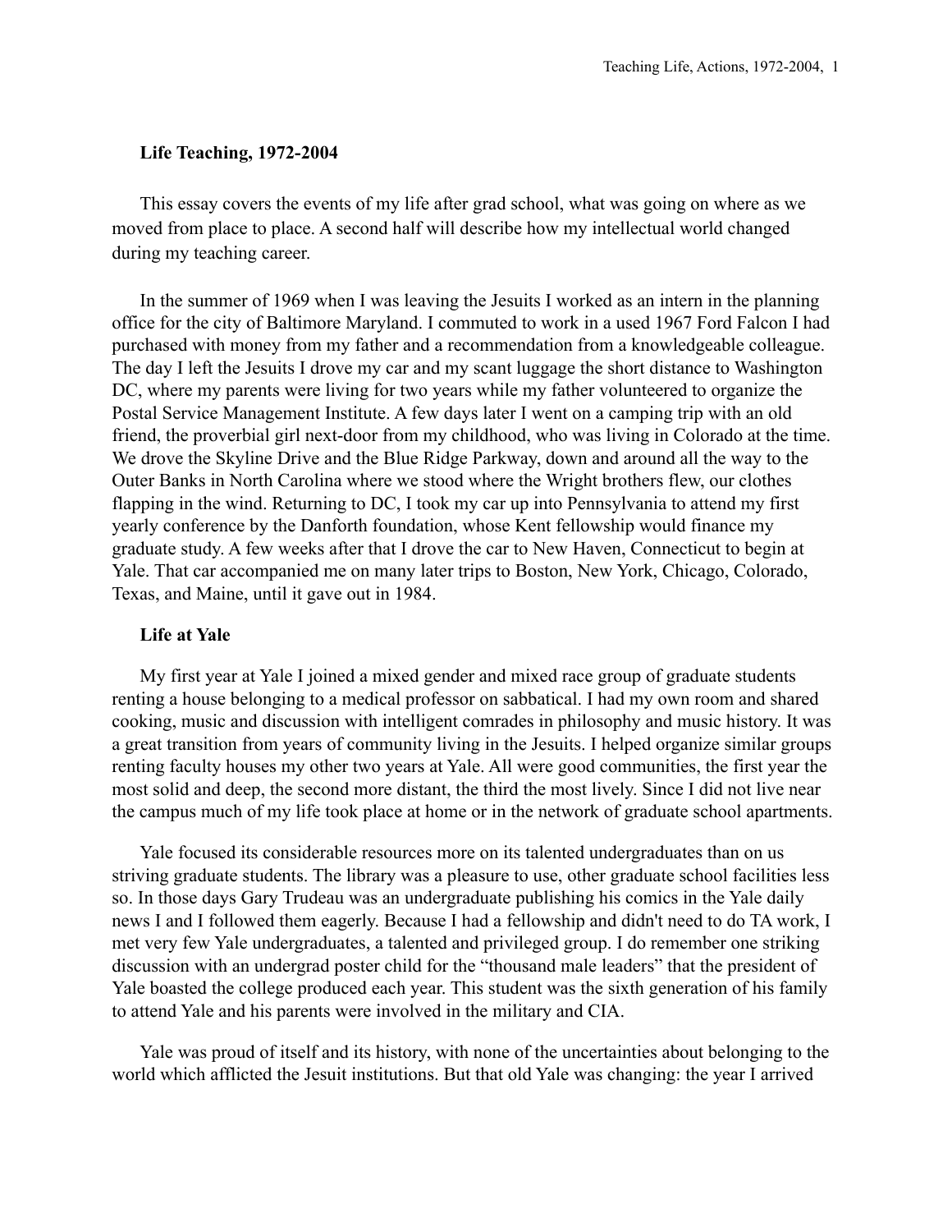**Life Teaching, 1972-2004**

This essay covers the events of my life after grad school, what was going on where as we moved from place to place. A second half will describe how my intellectual world changed during my teaching career.

In the summer of 1969 when I was leaving the Jesuits I worked as an intern in the planning office for the city of Baltimore Maryland. I commuted to work in a used 1967 Ford Falcon I had purchased with money from my father and a recommendation from a knowledgeable colleague. The day I left the Jesuits I drove my car and my scant luggage the short distance to Washington DC, where my parents were living for two years while my father volunteered to organize the Postal Service Management Institute. A few days later I went on a camping trip with an old friend, the proverbial girl next-door from my childhood, who was living in Colorado at the time. We drove the Skyline Drive and the Blue Ridge Parkway, down and around all the way to the Outer Banks in North Carolina where we stood where the Wright brothers flew, our clothes flapping in the wind. Returning to DC, I took my car up into Pennsylvania to attend my first yearly conference by the Danforth foundation, whose Kent fellowship would finance my graduate study. A few weeks after that I drove the car to New Haven, Connecticut to begin at Yale. That car accompanied me on many later trips to Boston, New York, Chicago, Colorado, Texas, and Maine, until it gave out in 1984.

**Life at Yale**

My first year at Yale I joined a mixed gender and mixed race group of graduate students renting a house belonging to a medical professor on sabbatical. I had my own room and shared cooking, music and discussion with intelligent comrades in philosophy and music history. It was a great transition from years of community living in the Jesuits. I helped organize similar groups renting faculty houses my other two years at Yale. All were good communities, the first year the most solid and deep, the second more distant, the third the most lively. Since I did not live near the campus much of my life took place at home or in the network of graduate school apartments.

Yale focused its considerable resources more on its talented undergraduates than on us striving graduate students. The library was a pleasure to use, other graduate school facilities less so. In those days Gary Trudeau was an undergraduate publishing his comics in the Yale daily news I and I followed them eagerly. Because I had a fellowship and didn't need to do TA work, I met very few Yale undergraduates, a talented and privileged group. I do remember one striking discussion with an undergrad poster child for the "thousand male leaders" that the president of Yale boasted the college produced each year. This student was the sixth generation of his family to attend Yale and his parents were involved in the military and CIA.

Yale was proud of itself and its history, with none of the uncertainties about belonging to the world which afflicted the Jesuit institutions. But that old Yale was changing: the year I arrived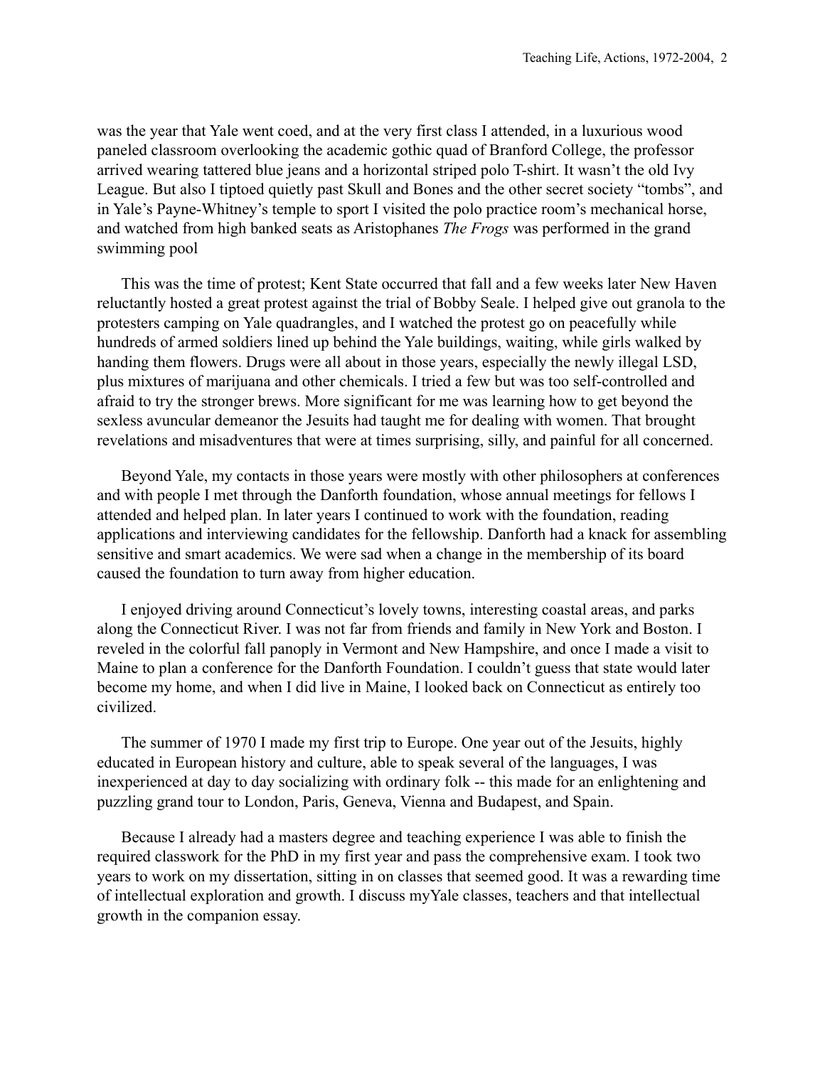was the year that Yale went coed, and at the very first class I attended, in a luxurious wood paneled classroom overlooking the academic gothic quad of Branford College, the professor arrived wearing tattered blue jeans and a horizontal striped polo T-shirt. It wasn't the old Ivy League. But also I tiptoed quietly past Skull and Bones and the other secret society "tombs", and in Yale's Payne-Whitney's temple to sport I visited the polo practice room's mechanical horse, and watched from high banked seats as Aristophanes *The Frogs* was performed in the grand swimming pool

This was the time of protest; Kent State occurred that fall and a few weeks later New Haven reluctantly hosted a great protest against the trial of Bobby Seale. I helped give out granola to the protesters camping on Yale quadrangles, and I watched the protest go on peacefully while hundreds of armed soldiers lined up behind the Yale buildings, waiting, while girls walked by handing them flowers. Drugs were all about in those years, especially the newly illegal LSD, plus mixtures of marijuana and other chemicals. I tried a few but was too self-controlled and afraid to try the stronger brews. More significant for me was learning how to get beyond the sexless avuncular demeanor the Jesuits had taught me for dealing with women. That brought revelations and misadventures that were at times surprising, silly, and painful for all concerned.

Beyond Yale, my contacts in those years were mostly with other philosophers at conferences and with people I met through the Danforth foundation, whose annual meetings for fellows I attended and helped plan. In later years I continued to work with the foundation, reading applications and interviewing candidates for the fellowship. Danforth had a knack for assembling sensitive and smart academics. We were sad when a change in the membership of its board caused the foundation to turn away from higher education.

I enjoyed driving around Connecticut's lovely towns, interesting coastal areas, and parks along the Connecticut River. I was not far from friends and family in New York and Boston. I reveled in the colorful fall panoply in Vermont and New Hampshire, and once I made a visit to Maine to plan a conference for the Danforth Foundation. I couldn't guess that state would later become my home, and when I did live in Maine, I looked back on Connecticut as entirely too civilized.

The summer of 1970 I made my first trip to Europe. One year out of the Jesuits, highly educated in European history and culture, able to speak several of the languages, I was inexperienced at day to day socializing with ordinary folk -- this made for an enlightening and puzzling grand tour to London, Paris, Geneva, Vienna and Budapest, and Spain.

Because I already had a masters degree and teaching experience I was able to finish the required classwork for the PhD in my first year and pass the comprehensive exam. I took two years to work on my dissertation, sitting in on classes that seemed good. It was a rewarding time of intellectual exploration and growth. I discuss myYale classes, teachers and that intellectual growth in the companion essay.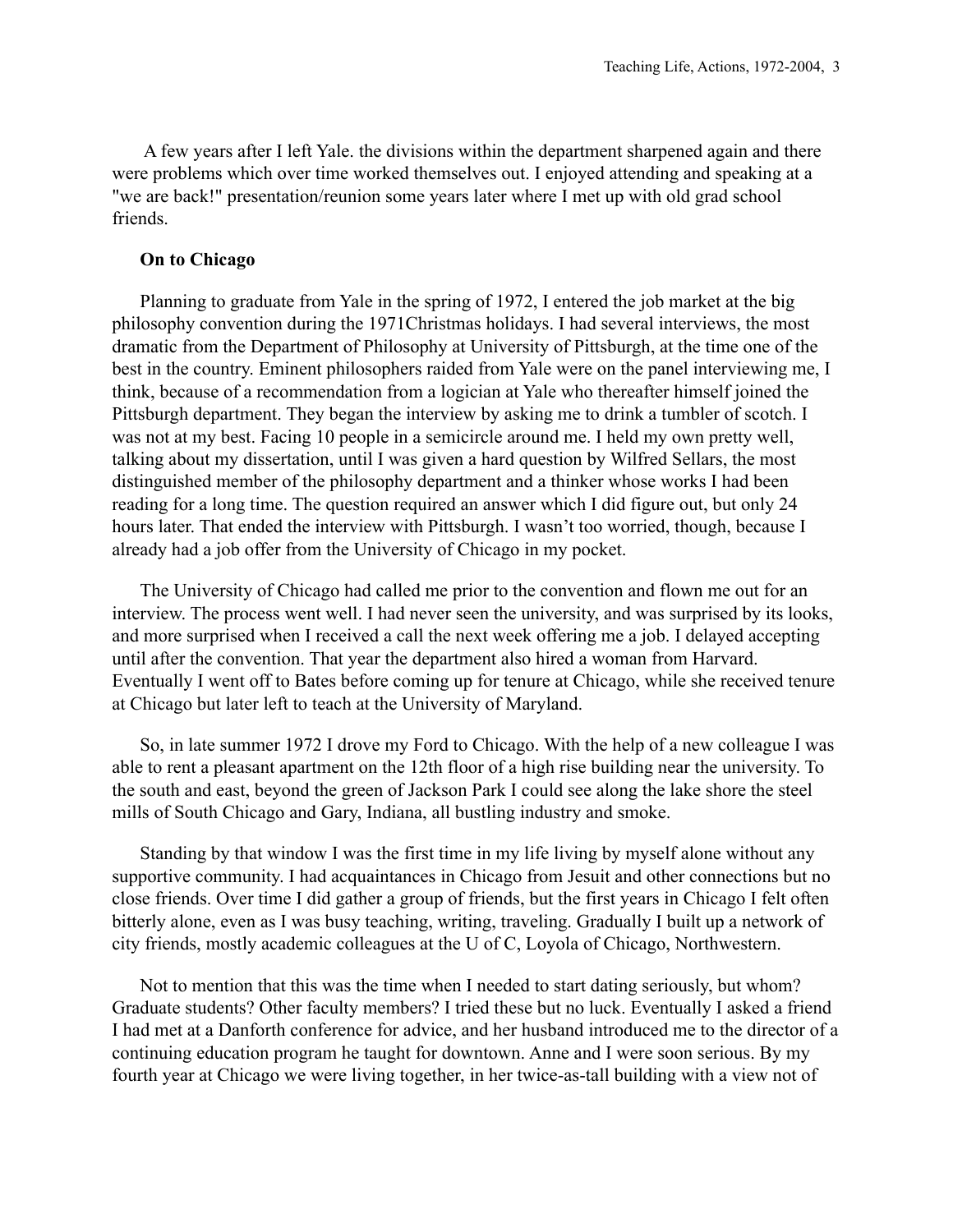A few years after I left Yale. the divisions within the department sharpened again and there were problems which over time worked themselves out. I enjoyed attending and speaking at a "we are back!" presentation/reunion some years later where I met up with old grad school friends.

**On to Chicago**

Planning to graduate from Yale in the spring of 1972, I entered the job market at the big philosophy convention during the 1971Christmas holidays. I had several interviews, the most dramatic from the Department of Philosophy at University of Pittsburgh, at the time one of the best in the country. Eminent philosophers raided from Yale were on the panel interviewing me, I think, because of a recommendation from a logician at Yale who thereafter himself joined the Pittsburgh department. They began the interview by asking me to drink a tumbler of scotch. I was not at my best. Facing 10 people in a semicircle around me. I held my own pretty well, talking about my dissertation, until I was given a hard question by Wilfred Sellars, the most distinguished member of the philosophy department and a thinker whose works I had been reading for a long time. The question required an answer which I did figure out, but only 24 hours later. That ended the interview with Pittsburgh. I wasn't too worried, though, because I already had a job offer from the University of Chicago in my pocket.

The University of Chicago had called me prior to the convention and flown me out for an interview. The process went well. I had never seen the university, and was surprised by its looks, and more surprised when I received a call the next week offering me a job. I delayed accepting until after the convention. That year the department also hired a woman from Harvard. Eventually I went off to Bates before coming up for tenure at Chicago, while she received tenure at Chicago but later left to teach at the University of Maryland.

So, in late summer 1972 I drove my Ford to Chicago. With the help of a new colleague I was able to rent a pleasant apartment on the 12th floor of a high rise building near the university. To the south and east, beyond the green of Jackson Park I could see along the lake shore the steel mills of South Chicago and Gary, Indiana, all bustling industry and smoke.

Standing by that window I was the first time in my life living by myself alone without any supportive community. I had acquaintances in Chicago from Jesuit and other connections but no close friends. Over time I did gather a group of friends, but the first years in Chicago I felt often bitterly alone, even as I was busy teaching, writing, traveling. Gradually I built up a network of city friends, mostly academic colleagues at the U of C, Loyola of Chicago, Northwestern.

Not to mention that this was the time when I needed to start dating seriously, but whom? Graduate students? Other faculty members? I tried these but no luck. Eventually I asked a friend I had met at a Danforth conference for advice, and her husband introduced me to the director of a continuing education program he taught for downtown. Anne and I were soon serious. By my fourth year at Chicago we were living together, in her twice-as-tall building with a view not of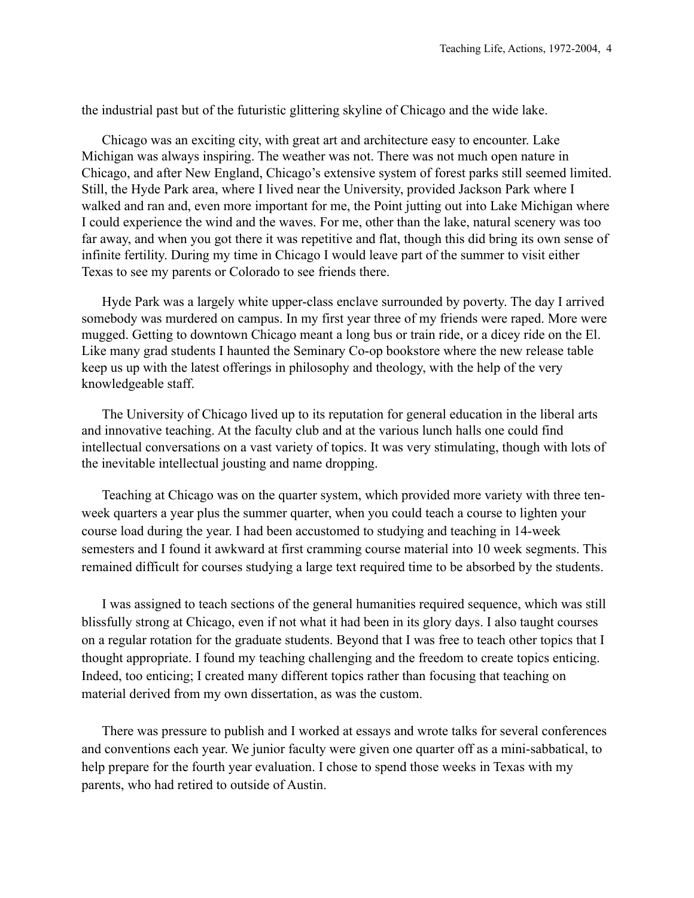the industrial past but of the futuristic glittering skyline of Chicago and the wide lake.

Chicago was an exciting city, with great art and architecture easy to encounter. Lake Michigan was always inspiring. The weather was not. There was not much open nature in Chicago, and after New England, Chicago's extensive system of forest parks still seemed limited. Still, the Hyde Park area, where I lived near the University, provided Jackson Park where I walked and ran and, even more important for me, the Point jutting out into Lake Michigan where I could experience the wind and the waves. For me, other than the lake, natural scenery was too far away, and when you got there it was repetitive and flat, though this did bring its own sense of infinite fertility. During my time in Chicago I would leave part of the summer to visit either Texas to see my parents or Colorado to see friends there.

Hyde Park was a largely white upper-class enclave surrounded by poverty. The day I arrived somebody was murdered on campus. In my first year three of my friends were raped. More were mugged. Getting to downtown Chicago meant a long bus or train ride, or a dicey ride on the El. Like many grad students I haunted the Seminary Co-op bookstore where the new release table keep us up with the latest offerings in philosophy and theology, with the help of the very knowledgeable staff.

The University of Chicago lived up to its reputation for general education in the liberal arts and innovative teaching. At the faculty club and at the various lunch halls one could find intellectual conversations on a vast variety of topics. It was very stimulating, though with lots of the inevitable intellectual jousting and name dropping.

Teaching at Chicago was on the quarter system, which provided more variety with three ten-week quarters a year plus the summer quarter, when you could teach a course to lighten your course load during the year. I had been accustomed to studying and teaching in 14-week semesters and I found it awkward at first cramming course material into 10 week segments. This remained difficult for courses studying a large text required time to be absorbed by the students.

I was assigned to teach sections of the general humanities required sequence, which was still blissfully strong at Chicago, even if not what it had been in its glory days. I also taught courses on a regular rotation for the graduate students. Beyond that I was free to teach other topics that I thought appropriate. I found my teaching challenging and the freedom to create topics enticing. Indeed, too enticing; I created many different topics rather than focusing that teaching on material derived from my own dissertation, as was the custom.

There was pressure to publish and I worked at essays and wrote talks for several conferences and conventions each year. We junior faculty were given one quarter off as a mini-sabbatical, to help prepare for the fourth year evaluation. I chose to spend those weeks in Texas with my parents, who had retired to outside of Austin.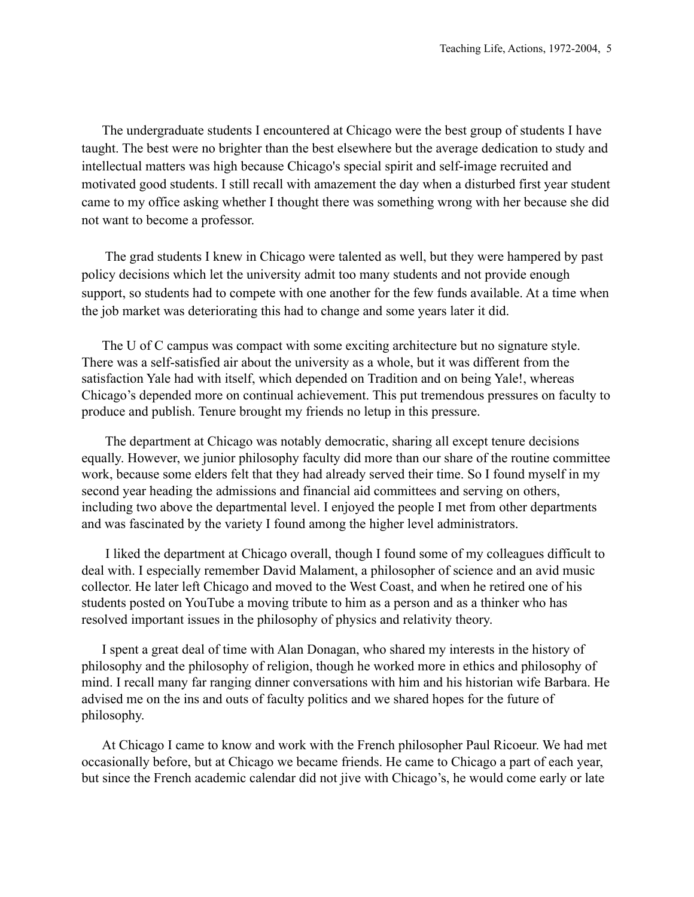The undergraduate students I encountered at Chicago were the best group of students I have taught. The best were no brighter than the best elsewhere but the average dedication to study and intellectual matters was high because Chicago's special spirit and self-image recruited and motivated good students. I still recall with amazement the day when a disturbed first year student came to my office asking whether I thought there was something wrong with her because she did not want to become a professor.

The grad students I knew in Chicago were talented as well, but they were hampered by past policy decisions which let the university admit too many students and not provide enough support, so students had to compete with one another for the few funds available. At a time when the job market was deteriorating this had to change and some years later it did.

The U of C campus was compact with some exciting architecture but no signature style. There was a self-satisfied air about the university as a whole, but it was different from the satisfaction Yale had with itself, which depended on Tradition and on being Yale!, whereas Chicago's depended more on continual achievement. This put tremendous pressures on faculty to produce and publish. Tenure brought my friends no letup in this pressure.

The department at Chicago was notably democratic, sharing all except tenure decisions equally. However, we junior philosophy faculty did more than our share of the routine committee work, because some elders felt that they had already served their time. So I found myself in my second year heading the admissions and financial aid committees and serving on others, including two above the departmental level. I enjoyed the people I met from other departments and was fascinated by the variety I found among the higher level administrators.

I liked the department at Chicago overall, though I found some of my colleagues difficult to deal with. I especially remember David Malament, a philosopher of science and an avid music collector. He later left Chicago and moved to the West Coast, and when he retired one of his students posted on YouTube a moving tribute to him as a person and as a thinker who has resolved important issues in the philosophy of physics and relativity theory.

I spent a great deal of time with Alan Donagan, who shared my interests in the history of philosophy and the philosophy of religion, though he worked more in ethics and philosophy of mind. I recall many far ranging dinner conversations with him and his historian wife Barbara. He advised me on the ins and outs of faculty politics and we shared hopes for the future of philosophy.

At Chicago I came to know and work with the French philosopher Paul Ricoeur. We had met occasionally before, but at Chicago we became friends. He came to Chicago a part of each year, but since the French academic calendar did not jive with Chicago's, he would come early or late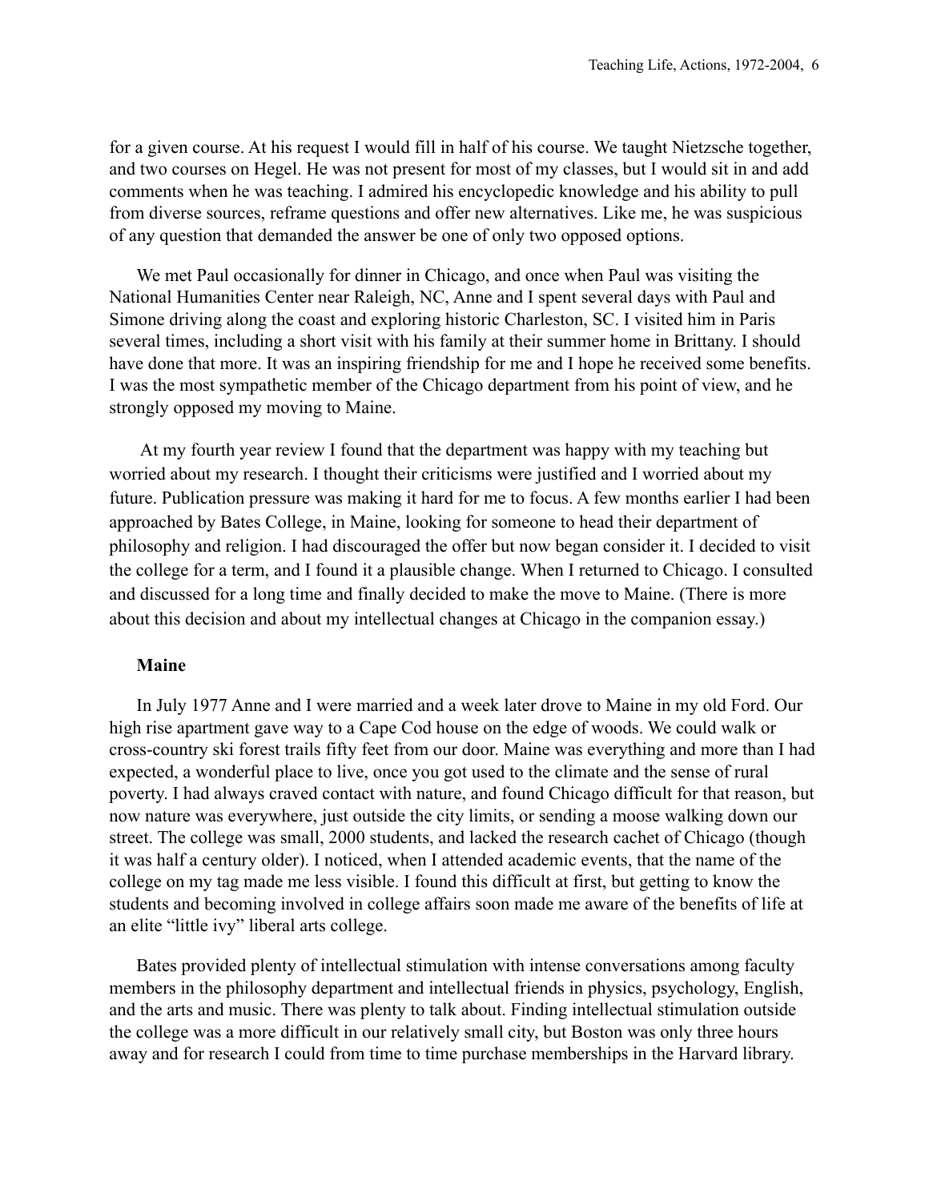for a given course. At his request I would fill in half of his course. We taught Nietzsche together, and two courses on Hegel. He was not present for most of my classes, but I would sit in and add comments when he was teaching. I admired his encyclopedic knowledge and his ability to pull from diverse sources, reframe questions and offer new alternatives. Like me, he was suspicious of any question that demanded the answer be one of only two opposed options.

We met Paul occasionally for dinner in Chicago, and once when Paul was visiting the National Humanities Center near Raleigh, NC, Anne and I spent several days with Paul and Simone driving along the coast and exploring historic Charleston, SC. I visited him in Paris several times, including a short visit with his family at their summer home in Brittany. I should have done that more. It was an inspiring friendship for me and I hope he received some benefits. I was the most sympathetic member of the Chicago department from his point of view, and he strongly opposed my moving to Maine.

At my fourth year review I found that the department was happy with my teaching but worried about my research. I thought their criticisms were justified and I worried about my future. Publication pressure was making it hard for me to focus. A few months earlier I had been approached by Bates College, in Maine, looking for someone to head their department of philosophy and religion. I had discouraged the offer but now began consider it. I decided to visit the college for a term, and I found it a plausible change. When I returned to Chicago. I consulted and discussed for a long time and finally decided to make the move to Maine. (There is more about this decision and about my intellectual changes at Chicago in the companion essay.)

### Maine

In July 1977 Anne and I were married and a week later drove to Maine in my old Ford. Our high rise apartment gave way to a Cape Cod house on the edge of woods. We could walk or cross-country ski forest trails fifty feet from our door. Maine was everything and more than I had expected, a wonderful place to live, once you got used to the climate and the sense of rural poverty. I had always craved contact with nature, and found Chicago difficult for that reason, but now nature was everywhere, just outside the city limits, or sending a moose walking down our street. The college was small, 2000 students, and lacked the research cachet of Chicago (though it was half a century older). I noticed, when I attended academic events, that the name of the college on my tag made me less visible. I found this difficult at first, but getting to know the students and becoming involved in college affairs soon made me aware of the benefits of life at an elite "little ivy" liberal arts college.

Bates provided plenty of intellectual stimulation with intense conversations among faculty members in the philosophy department and intellectual friends in physics, psychology, English, and the arts and music. There was plenty to talk about. Finding intellectual stimulation outside the college was a more difficult in our relatively small city, but Boston was only three hours away and for research I could from time to time purchase memberships in the Harvard library.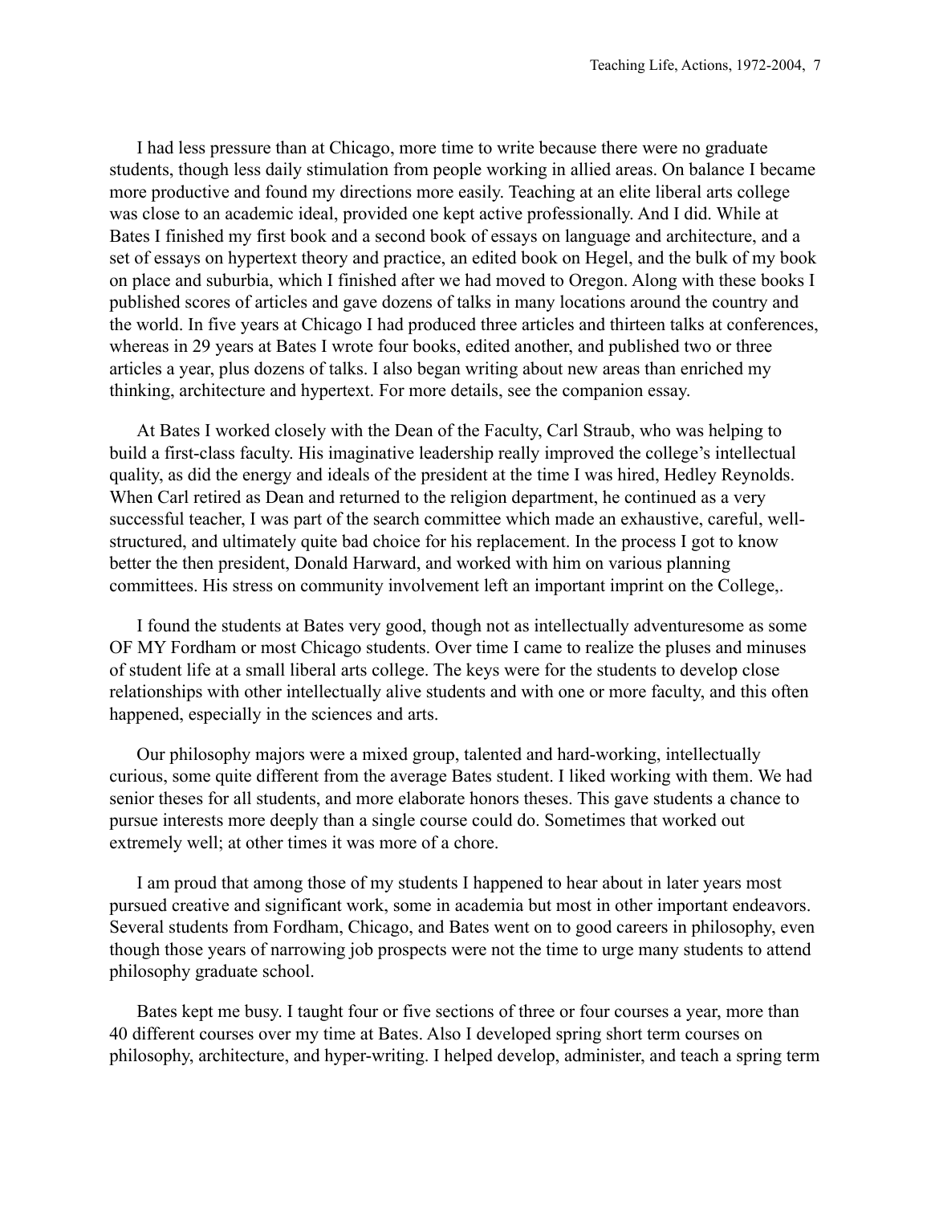I had less pressure than at Chicago, more time to write because there were no graduate students, though less daily stimulation from people working in allied areas. On balance I became more productive and found my directions more easily. Teaching at an elite liberal arts college was close to an academic ideal, provided one kept active professionally. And I did. While at Bates I finished my first book and a second book of essays on language and architecture, and a set of essays on hypertext theory and practice, an edited book on Hegel, and the bulk of my book on place and suburbia, which I finished after we had moved to Oregon. Along with these books I published scores of articles and gave dozens of talks in many locations around the country and the world. In five years at Chicago I had produced three articles and thirteen talks at conferences, whereas in 29 years at Bates I wrote four books, edited another, and published two or three articles a year, plus dozens of talks. I also began writing about new areas than enriched my thinking, architecture and hypertext. For more details, see the companion essay.

At Bates I worked closely with the Dean of the Faculty, Carl Straub, who was helping to build a first-class faculty. His imaginative leadership really improved the college's intellectual quality, as did the energy and ideals of the president at the time I was hired, Hedley Reynolds. When Carl retired as Dean and returned to the religion department, he continued as a very successful teacher, I was part of the search committee which made an exhaustive, careful, well-structured, and ultimately quite bad choice for his replacement. In the process I got to know better the then president, Donald Harward, and worked with him on various planning committees. His stress on community involvement left an important imprint on the College,.

I found the students at Bates very good, though not as intellectually adventuresome as some OF MY Fordham or most Chicago students. Over time I came to realize the pluses and minuses of student life at a small liberal arts college. The keys were for the students to develop close relationships with other intellectually alive students and with one or more faculty, and this often happened, especially in the sciences and arts.

Our philosophy majors were a mixed group, talented and hard-working, intellectually curious, some quite different from the average Bates student. I liked working with them. We had senior theses for all students, and more elaborate honors theses. This gave students a chance to pursue interests more deeply than a single course could do. Sometimes that worked out extremely well; at other times it was more of a chore.

I am proud that among those of my students I happened to hear about in later years most pursued creative and significant work, some in academia but most in other important endeavors. Several students from Fordham, Chicago, and Bates went on to good careers in philosophy, even though those years of narrowing job prospects were not the time to urge many students to attend philosophy graduate school.

Bates kept me busy. I taught four or five sections of three or four courses a year, more than 40 different courses over my time at Bates. Also I developed spring short term courses on philosophy, architecture, and hyper-writing. I helped develop, administer, and teach a spring term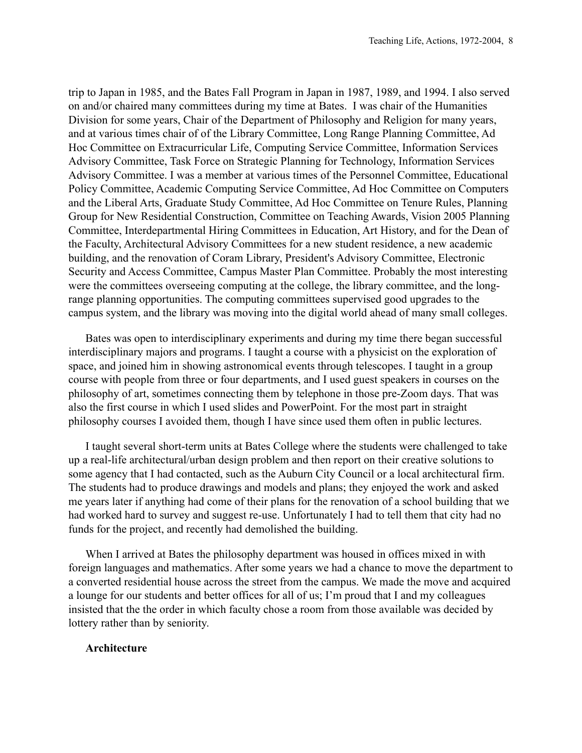trip to Japan in 1985, and the Bates Fall Program in Japan in 1987, 1989, and 1994. I also served on and/or chaired many committees during my time at Bates. I was chair of the Humanities Division for some years, Chair of the Department of Philosophy and Religion for many years, and at various times chair of of the Library Committee, Long Range Planning Committee, Ad Hoc Committee on Extracurricular Life, Computing Service Committee, Information Services Advisory Committee, Task Force on Strategic Planning for Technology, Information Services Advisory Committee. I was a member at various times of the Personnel Committee, Educational Policy Committee, Academic Computing Service Committee, Ad Hoc Committee on Computers and the Liberal Arts, Graduate Study Committee, Ad Hoc Committee on Tenure Rules, Planning Group for New Residential Construction, Committee on Teaching Awards, Vision 2005 Planning Committee, Interdepartmental Hiring Committees in Education, Art History, and for the Dean of the Faculty, Architectural Advisory Committees for a new student residence, a new academic building, and the renovation of Coram Library, President's Advisory Committee, Electronic Security and Access Committee, Campus Master Plan Committee. Probably the most interesting were the committees overseeing computing at the college, the library committee, and the long-range planning opportunities. The computing committees supervised good upgrades to the campus system, and the library was moving into the digital world ahead of many small colleges.

Bates was open to interdisciplinary experiments and during my time there began successful interdisciplinary majors and programs. I taught a course with a physicist on the exploration of space, and joined him in showing astronomical events through telescopes. I taught in a group course with people from three or four departments, and I used guest speakers in courses on the philosophy of art, sometimes connecting them by telephone in those pre-Zoom days. That was also the first course in which I used slides and PowerPoint. For the most part in straight philosophy courses I avoided them, though I have since used them often in public lectures.

I taught several short-term units at Bates College where the students were challenged to take up a real-life architectural/urban design problem and then report on their creative solutions to some agency that I had contacted, such as the Auburn City Council or a local architectural firm. The students had to produce drawings and models and plans; they enjoyed the work and asked me years later if anything had come of their plans for the renovation of a school building that we had worked hard to survey and suggest re-use. Unfortunately I had to tell them that city had no funds for the project, and recently had demolished the building.

When I arrived at Bates the philosophy department was housed in offices mixed in with foreign languages and mathematics. After some years we had a chance to move the department to a converted residential house across the street from the campus. We made the move and acquired a lounge for our students and better offices for all of us; I'm proud that I and my colleagues insisted that the the order in which faculty chose a room from those available was decided by lottery rather than by seniority.

### Architecture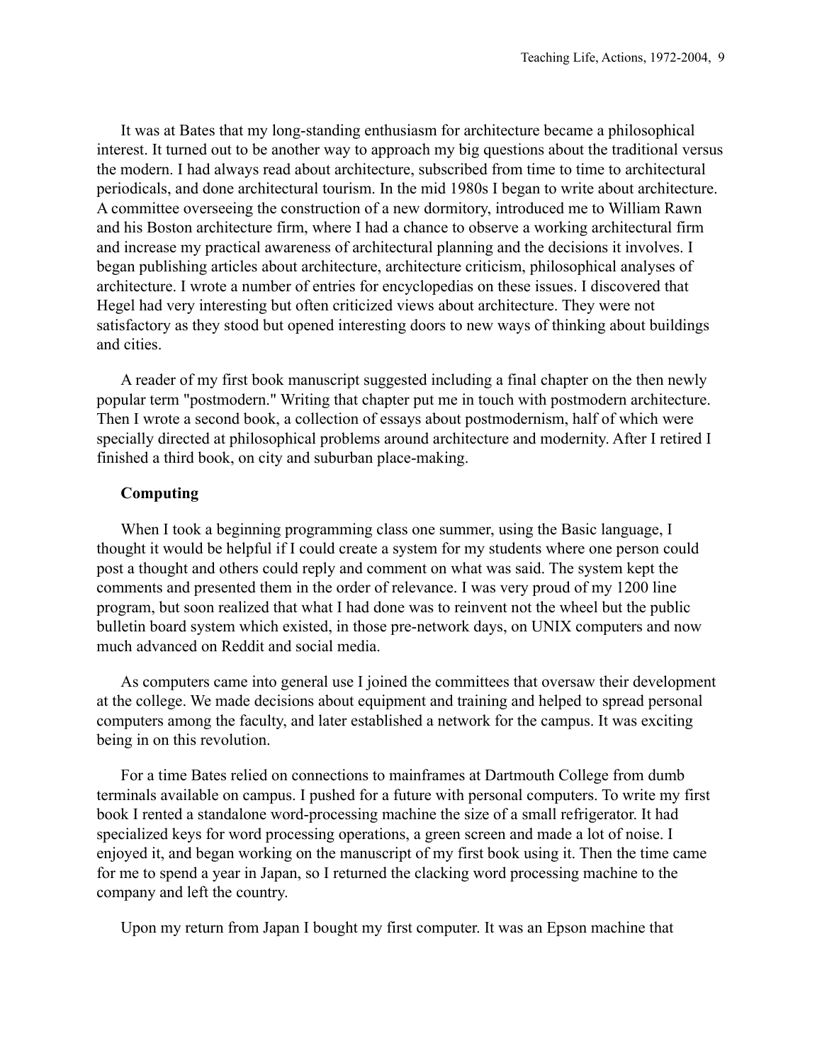It was at Bates that my long-standing enthusiasm for architecture became a philosophical interest. It turned out to be another way to approach my big questions about the traditional versus the modern. I had always read about architecture, subscribed from time to time to architectural periodicals, and done architectural tourism. In the mid 1980s I began to write about architecture. A committee overseeing the construction of a new dormitory, introduced me to William Rawn and his Boston architecture firm, where I had a chance to observe a working architectural firm and increase my practical awareness of architectural planning and the decisions it involves. I began publishing articles about architecture, architecture criticism, philosophical analyses of architecture. I wrote a number of entries for encyclopedias on these issues. I discovered that Hegel had very interesting but often criticized views about architecture. They were not satisfactory as they stood but opened interesting doors to new ways of thinking about buildings and cities.

A reader of my first book manuscript suggested including a final chapter on the then newly popular term "postmodern." Writing that chapter put me in touch with postmodern architecture. Then I wrote a second book, a collection of essays about postmodernism, half of which were specially directed at philosophical problems around architecture and modernity. After I retired I finished a third book, on city and suburban place-making.

**Computing**

When I took a beginning programming class one summer, using the Basic language, I thought it would be helpful if I could create a system for my students where one person could post a thought and others could reply and comment on what was said. The system kept the comments and presented them in the order of relevance. I was very proud of my 1200 line program, but soon realized that what I had done was to reinvent not the wheel but the public bulletin board system which existed, in those pre-network days, on UNIX computers and now much advanced on Reddit and social media.

As computers came into general use I joined the committees that oversaw their development at the college. We made decisions about equipment and training and helped to spread personal computers among the faculty, and later established a network for the campus. It was exciting being in on this revolution.

For a time Bates relied on connections to mainframes at Dartmouth College from dumb terminals available on campus. I pushed for a future with personal computers. To write my first book I rented a standalone word-processing machine the size of a small refrigerator. It had specialized keys for word processing operations, a green screen and made a lot of noise. I enjoyed it, and began working on the manuscript of my first book using it. Then the time came for me to spend a year in Japan, so I returned the clacking word processing machine to the company and left the country.

Upon my return from Japan I bought my first computer. It was an Epson machine that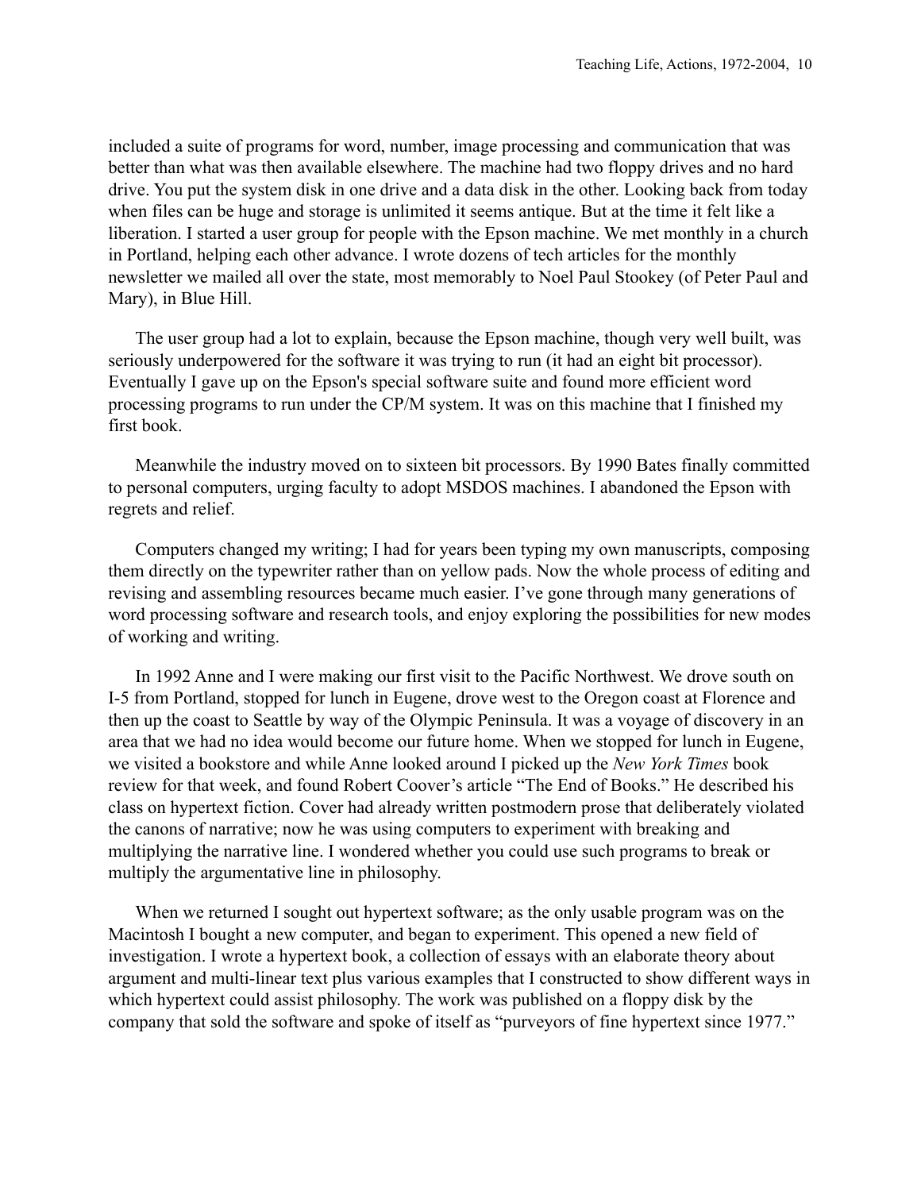included a suite of programs for word, number, image processing and communication that was better than what was then available elsewhere. The machine had two floppy drives and no hard drive. You put the system disk in one drive and a data disk in the other. Looking back from today when files can be huge and storage is unlimited it seems antique. But at the time it felt like a liberation. I started a user group for people with the Epson machine. We met monthly in a church in Portland, helping each other advance. I wrote dozens of tech articles for the monthly newsletter we mailed all over the state, most memorably to Noel Paul Stookey (of Peter Paul and Mary), in Blue Hill.

The user group had a lot to explain, because the Epson machine, though very well built, was seriously underpowered for the software it was trying to run (it had an eight bit processor). Eventually I gave up on the Epson's special software suite and found more efficient word processing programs to run under the CP/M system. It was on this machine that I finished my first book.

Meanwhile the industry moved on to sixteen bit processors. By 1990 Bates finally committed to personal computers, urging faculty to adopt MSDOS machines. I abandoned the Epson with regrets and relief.

Computers changed my writing; I had for years been typing my own manuscripts, composing them directly on the typewriter rather than on yellow pads. Now the whole process of editing and revising and assembling resources became much easier. I've gone through many generations of word processing software and research tools, and enjoy exploring the possibilities for new modes of working and writing.

In 1992 Anne and I were making our first visit to the Pacific Northwest. We drove south on I-5 from Portland, stopped for lunch in Eugene, drove west to the Oregon coast at Florence and then up the coast to Seattle by way of the Olympic Peninsula. It was a voyage of discovery in an area that we had no idea would become our future home. When we stopped for lunch in Eugene, we visited a bookstore and while Anne looked around I picked up the *New York Times* book review for that week, and found Robert Coover's article "The End of Books." He described his class on hypertext fiction. Cover had already written postmodern prose that deliberately violated the canons of narrative; now he was using computers to experiment with breaking and multiplying the narrative line. I wondered whether you could use such programs to break or multiply the argumentative line in philosophy.

When we returned I sought out hypertext software; as the only usable program was on the Macintosh I bought a new computer, and began to experiment. This opened a new field of investigation. I wrote a hypertext book, a collection of essays with an elaborate theory about argument and multi-linear text plus various examples that I constructed to show different ways in which hypertext could assist philosophy. The work was published on a floppy disk by the company that sold the software and spoke of itself as "purveyors of fine hypertext since 1977."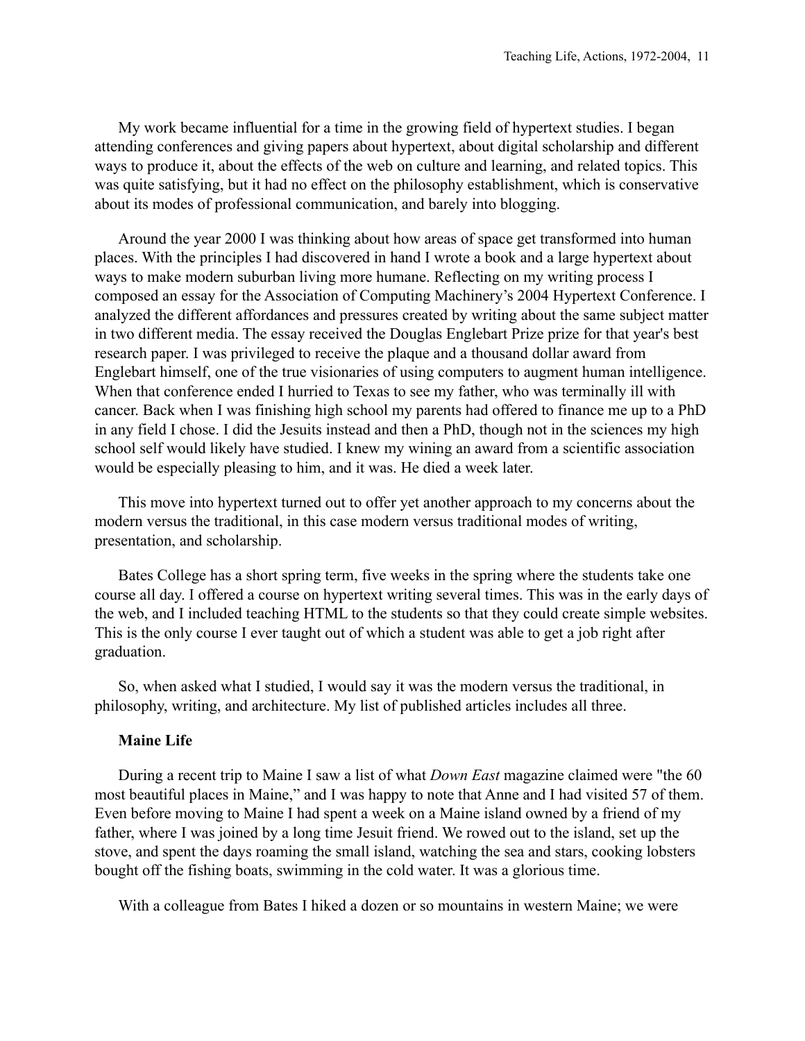My work became influential for a time in the growing field of hypertext studies. I began attending conferences and giving papers about hypertext, about digital scholarship and different ways to produce it, about the effects of the web on culture and learning, and related topics. This was quite satisfying, but it had no effect on the philosophy establishment, which is conservative about its modes of professional communication, and barely into blogging.

Around the year 2000 I was thinking about how areas of space get transformed into human places. With the principles I had discovered in hand I wrote a book and a large hypertext about ways to make modern suburban living more humane. Reflecting on my writing process I composed an essay for the Association of Computing Machinery's 2004 Hypertext Conference. I analyzed the different affordances and pressures created by writing about the same subject matter in two different media. The essay received the Douglas Englebart Prize prize for that year's best research paper. I was privileged to receive the plaque and a thousand dollar award from Englebart himself, one of the true visionaries of using computers to augment human intelligence. When that conference ended I hurried to Texas to see my father, who was terminally ill with cancer. Back when I was finishing high school my parents had offered to finance me up to a PhD in any field I chose. I did the Jesuits instead and then a PhD, though not in the sciences my high school self would likely have studied. I knew my wining an award from a scientific association would be especially pleasing to him, and it was. He died a week later.

This move into hypertext turned out to offer yet another approach to my concerns about the modern versus the traditional, in this case modern versus traditional modes of writing, presentation, and scholarship.

Bates College has a short spring term, five weeks in the spring where the students take one course all day. I offered a course on hypertext writing several times. This was in the early days of the web, and I included teaching HTML to the students so that they could create simple websites. This is the only course I ever taught out of which a student was able to get a job right after graduation.

So, when asked what I studied, I would say it was the modern versus the traditional, in philosophy, writing, and architecture. My list of published articles includes all three.

**Maine Life**

During a recent trip to Maine I saw a list of what *Down East* magazine claimed were "the 60 most beautiful places in Maine," and I was happy to note that Anne and I had visited 57 of them. Even before moving to Maine I had spent a week on a Maine island owned by a friend of my father, where I was joined by a long time Jesuit friend. We rowed out to the island, set up the stove, and spent the days roaming the small island, watching the sea and stars, cooking lobsters bought off the fishing boats, swimming in the cold water. It was a glorious time.

With a colleague from Bates I hiked a dozen or so mountains in western Maine; we were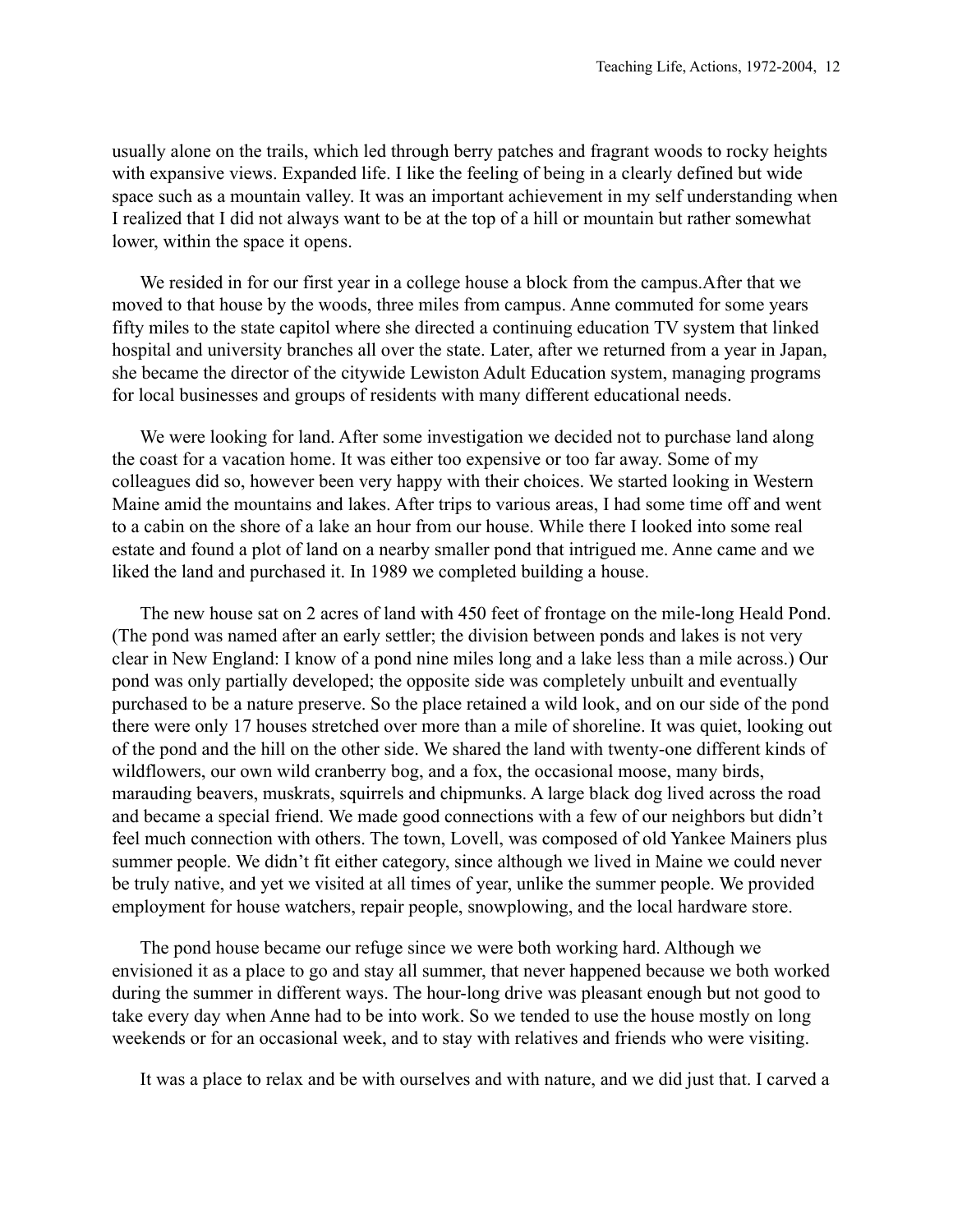usually alone on the trails, which led through berry patches and fragrant woods to rocky heights with expansive views. Expanded life. I like the feeling of being in a clearly defined but wide space such as a mountain valley. It was an important achievement in my self understanding when I realized that I did not always want to be at the top of a hill or mountain but rather somewhat lower, within the space it opens.

We resided in for our first year in a college house a block from the campus.After that we moved to that house by the woods, three miles from campus. Anne commuted for some years fifty miles to the state capitol where she directed a continuing education TV system that linked hospital and university branches all over the state. Later, after we returned from a year in Japan, she became the director of the citywide Lewiston Adult Education system, managing programs for local businesses and groups of residents with many different educational needs.

We were looking for land. After some investigation we decided not to purchase land along the coast for a vacation home. It was either too expensive or too far away. Some of my colleagues did so, however been very happy with their choices. We started looking in Western Maine amid the mountains and lakes. After trips to various areas, I had some time off and went to a cabin on the shore of a lake an hour from our house. While there I looked into some real estate and found a plot of land on a nearby smaller pond that intrigued me. Anne came and we liked the land and purchased it. In 1989 we completed building a house.

The new house sat on 2 acres of land with 450 feet of frontage on the mile-long Heald Pond. (The pond was named after an early settler; the division between ponds and lakes is not very clear in New England: I know of a pond nine miles long and a lake less than a mile across.) Our pond was only partially developed; the opposite side was completely unbuilt and eventually purchased to be a nature preserve. So the place retained a wild look, and on our side of the pond there were only 17 houses stretched over more than a mile of shoreline. It was quiet, looking out of the pond and the hill on the other side. We shared the land with twenty-one different kinds of wildflowers, our own wild cranberry bog, and a fox, the occasional moose, many birds, marauding beavers, muskrats, squirrels and chipmunks. A large black dog lived across the road and became a special friend. We made good connections with a few of our neighbors but didn't feel much connection with others. The town, Lovell, was composed of old Yankee Mainers plus summer people. We didn't fit either category, since although we lived in Maine we could never be truly native, and yet we visited at all times of year, unlike the summer people. We provided employment for house watchers, repair people, snowplowing, and the local hardware store.

The pond house became our refuge since we were both working hard. Although we envisioned it as a place to go and stay all summer, that never happened because we both worked during the summer in different ways. The hour-long drive was pleasant enough but not good to take every day when Anne had to be into work. So we tended to use the house mostly on long weekends or for an occasional week, and to stay with relatives and friends who were visiting.

It was a place to relax and be with ourselves and with nature, and we did just that. I carved a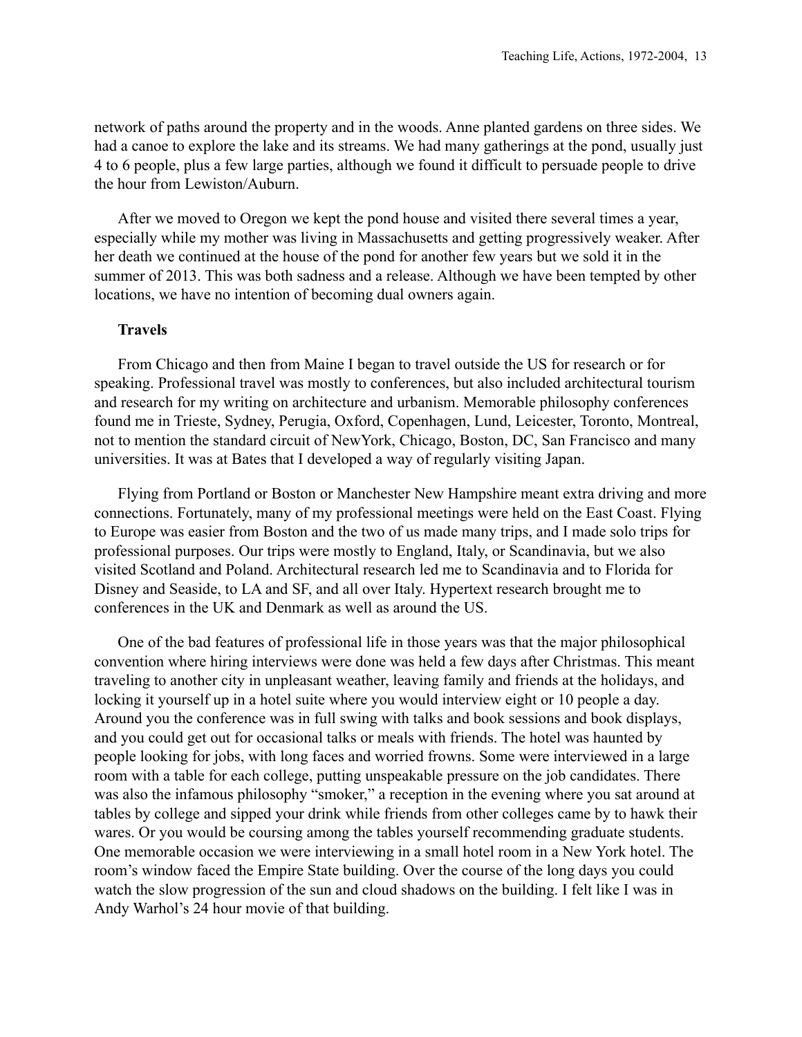network of paths around the property and in the woods. Anne planted gardens on three sides. We had a canoe to explore the lake and its streams. We had many gatherings at the pond, usually just 4 to 6 people, plus a few large parties, although we found it difficult to persuade people to drive the hour from Lewiston/Auburn.

After we moved to Oregon we kept the pond house and visited there several times a year, especially while my mother was living in Massachusetts and getting progressively weaker. After her death we continued at the house of the pond for another few years but we sold it in the summer of 2013. This was both sadness and a release. Although we have been tempted by other locations, we have no intention of becoming dual owners again.

**Travels**

From Chicago and then from Maine I began to travel outside the US for research or for speaking. Professional travel was mostly to conferences, but also included architectural tourism and research for my writing on architecture and urbanism. Memorable philosophy conferences found me in Trieste, Sydney, Perugia, Oxford, Copenhagen, Lund, Leicester, Toronto, Montreal, not to mention the standard circuit of NewYork, Chicago, Boston, DC, San Francisco and many universities. It was at Bates that I developed a way of regularly visiting Japan.

Flying from Portland or Boston or Manchester New Hampshire meant extra driving and more connections. Fortunately, many of my professional meetings were held on the East Coast. Flying to Europe was easier from Boston and the two of us made many trips, and I made solo trips for professional purposes. Our trips were mostly to England, Italy, or Scandinavia, but we also visited Scotland and Poland. Architectural research led me to Scandinavia and to Florida for Disney and Seaside, to LA and SF, and all over Italy. Hypertext research brought me to conferences in the UK and Denmark as well as around the US.

One of the bad features of professional life in those years was that the major philosophical convention where hiring interviews were done was held a few days after Christmas. This meant traveling to another city in unpleasant weather, leaving family and friends at the holidays, and locking it yourself up in a hotel suite where you would interview eight or 10 people a day. Around you the conference was in full swing with talks and book sessions and book displays, and you could get out for occasional talks or meals with friends. The hotel was haunted by people looking for jobs, with long faces and worried frowns. Some were interviewed in a large room with a table for each college, putting unspeakable pressure on the job candidates. There was also the infamous philosophy "smoker," a reception in the evening where you sat around at tables by college and sipped your drink while friends from other colleges came by to hawk their wares. Or you would be coursing among the tables yourself recommending graduate students. One memorable occasion we were interviewing in a small hotel room in a New York hotel. The room's window faced the Empire State building. Over the course of the long days you could watch the slow progression of the sun and cloud shadows on the building. I felt like I was in Andy Warhol's 24 hour movie of that building.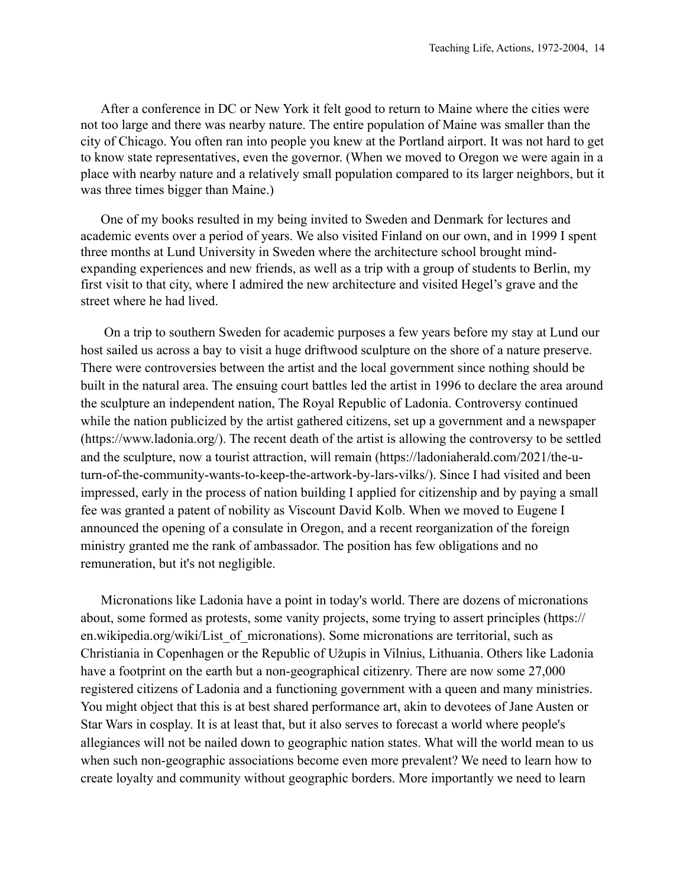After a conference in DC or New York it felt good to return to Maine where the cities were not too large and there was nearby nature. The entire population of Maine was smaller than the city of Chicago. You often ran into people you knew at the Portland airport. It was not hard to get to know state representatives, even the governor. (When we moved to Oregon we were again in a place with nearby nature and a relatively small population compared to its larger neighbors, but it was three times bigger than Maine.)

One of my books resulted in my being invited to Sweden and Denmark for lectures and academic events over a period of years. We also visited Finland on our own, and in 1999 I spent three months at Lund University in Sweden where the architecture school brought mind-expanding experiences and new friends, as well as a trip with a group of students to Berlin, my first visit to that city, where I admired the new architecture and visited Hegel's grave and the street where he had lived.

On a trip to southern Sweden for academic purposes a few years before my stay at Lund our host sailed us across a bay to visit a huge driftwood sculpture on the shore of a nature preserve. There were controversies between the artist and the local government since nothing should be built in the natural area. The ensuing court battles led the artist in 1996 to declare the area around the sculpture an independent nation, The Royal Republic of Ladonia. Controversy continued while the nation publicized by the artist gathered citizens, set up a government and a newspaper (https://www.ladonia.org/). The recent death of the artist is allowing the controversy to be settled and the sculpture, now a tourist attraction, will remain (https://ladoniaherald.com/2021/the-u-turn-of-the-community-wants-to-keep-the-artwork-by-lars-vilks/). Since I had visited and been impressed, early in the process of nation building I applied for citizenship and by paying a small fee was granted a patent of nobility as Viscount David Kolb. When we moved to Eugene I announced the opening of a consulate in Oregon, and a recent reorganization of the foreign ministry granted me the rank of ambassador. The position has few obligations and no remuneration, but it's not negligible.

Micronations like Ladonia have a point in today's world. There are dozens of micronations about, some formed as protests, some vanity projects, some trying to assert principles (https://en.wikipedia.org/wiki/List_of_micronations). Some micronations are territorial, such as Christiania in Copenhagen or the Republic of Užupis in Vilnius, Lithuania. Others like Ladonia have a footprint on the earth but a non-geographical citizenry. There are now some 27,000 registered citizens of Ladonia and a functioning government with a queen and many ministries. You might object that this is at best shared performance art, akin to devotees of Jane Austen or Star Wars in cosplay. It is at least that, but it also serves to forecast a world where people's allegiances will not be nailed down to geographic nation states. What will the world mean to us when such non-geographic associations become even more prevalent? We need to learn how to create loyalty and community without geographic borders. More importantly we need to learn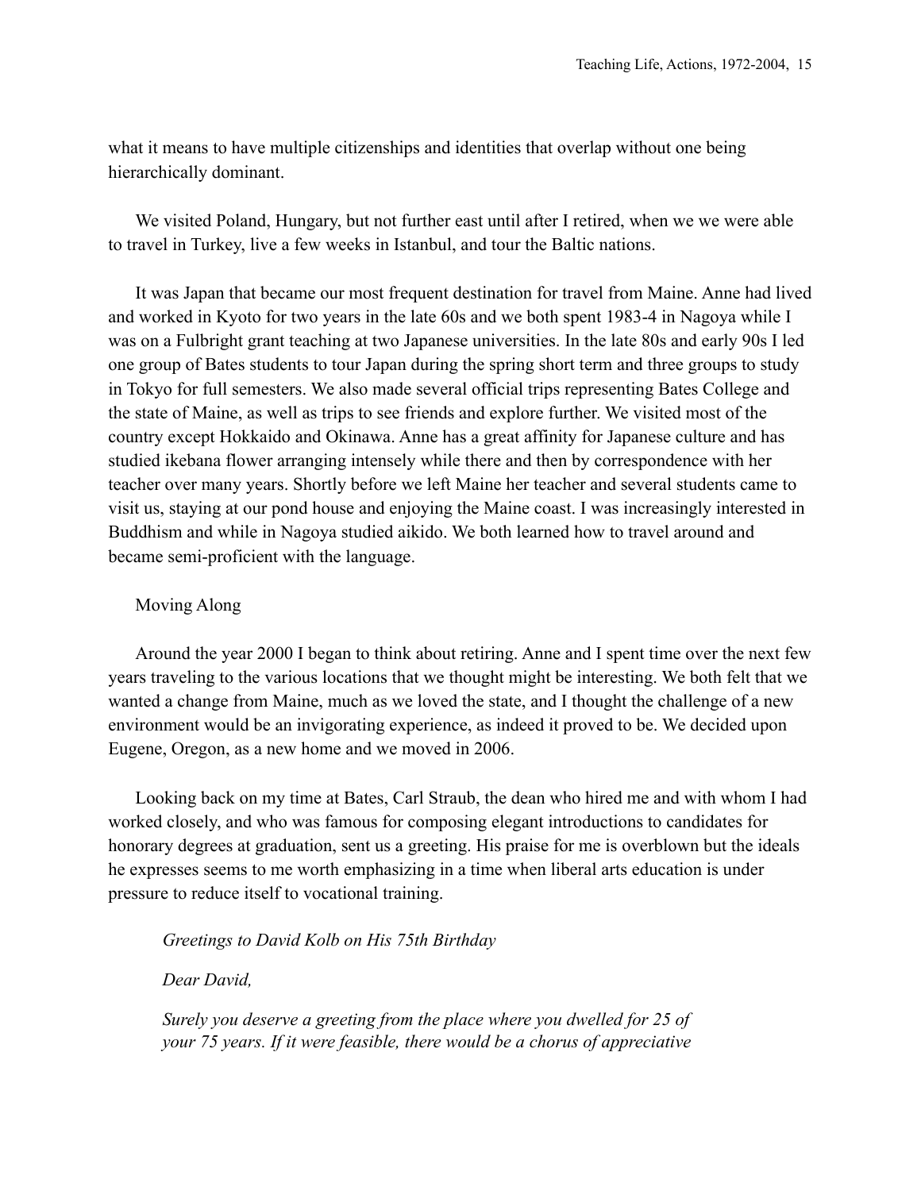what it means to have multiple citizenships and identities that overlap without one being hierarchically dominant.

We visited Poland, Hungary, but not further east until after I retired, when we we were able to travel in Turkey, live a few weeks in Istanbul, and tour the Baltic nations.

It was Japan that became our most frequent destination for travel from Maine. Anne had lived and worked in Kyoto for two years in the late 60s and we both spent 1983-4 in Nagoya while I was on a Fulbright grant teaching at two Japanese universities. In the late 80s and early 90s I led one group of Bates students to tour Japan during the spring short term and three groups to study in Tokyo for full semesters. We also made several official trips representing Bates College and the state of Maine, as well as trips to see friends and explore further. We visited most of the country except Hokkaido and Okinawa. Anne has a great affinity for Japanese culture and has studied ikebana flower arranging intensely while there and then by correspondence with her teacher over many years. Shortly before we left Maine her teacher and several students came to visit us, staying at our pond house and enjoying the Maine coast. I was increasingly interested in Buddhism and while in Nagoya studied aikido. We both learned how to travel around and became semi-proficient with the language.

## Moving Along

Around the year 2000 I began to think about retiring. Anne and I spent time over the next few years traveling to the various locations that we thought might be interesting. We both felt that we wanted a change from Maine, much as we loved the state, and I thought the challenge of a new environment would be an invigorating experience, as indeed it proved to be. We decided upon Eugene, Oregon, as a new home and we moved in 2006.

Looking back on my time at Bates, Carl Straub, the dean who hired me and with whom I had worked closely, and who was famous for composing elegant introductions to candidates for honorary degrees at graduation, sent us a greeting. His praise for me is overblown but the ideals he expresses seems to me worth emphasizing in a time when liberal arts education is under pressure to reduce itself to vocational training.

> *Greetings to David Kolb on His 75th Birthday*
>
> *Dear David,*
>
> *Surely you deserve a greeting from the place where you dwelled for 25 of your 75 years. If it were feasible, there would be a chorus of appreciative*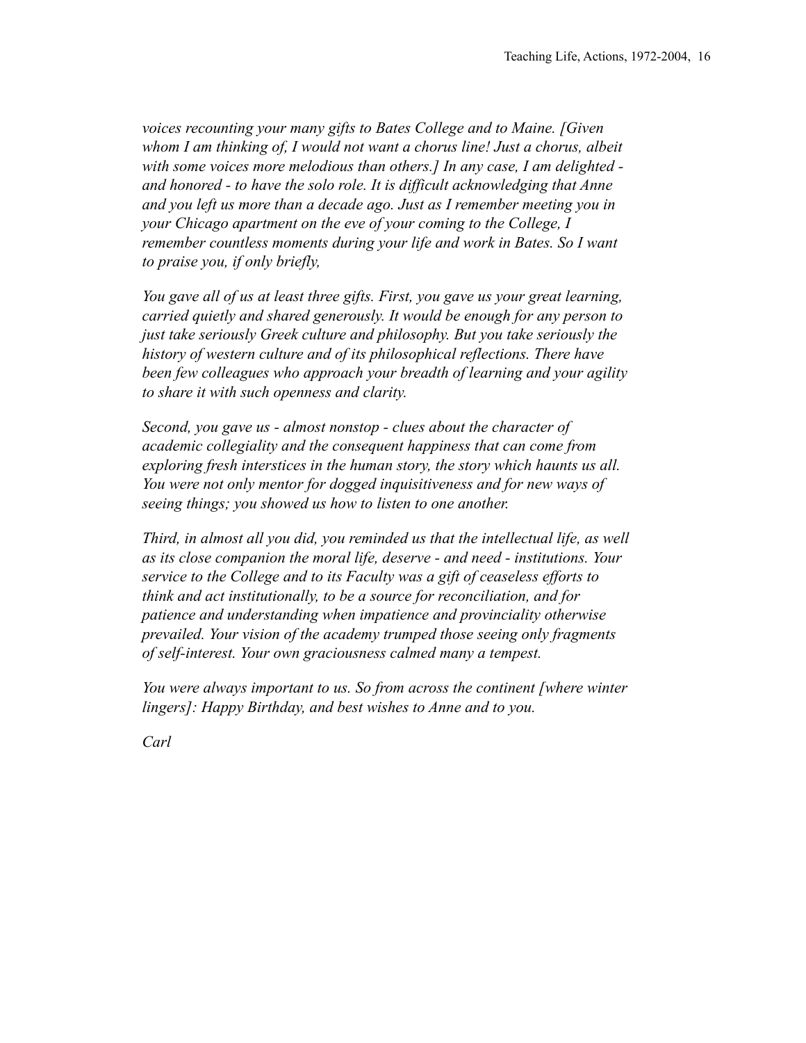*voices recounting your many gifts to Bates College and to Maine. [Given whom I am thinking of, I would not want a chorus line! Just a chorus, albeit with some voices more melodious than others.] In any case, I am delighted - and honored - to have the solo role. It is difficult acknowledging that Anne and you left us more than a decade ago. Just as I remember meeting you in your Chicago apartment on the eve of your coming to the College, I remember countless moments during your life and work in Bates. So I want to praise you, if only briefly,*

*You gave all of us at least three gifts. First, you gave us your great learning, carried quietly and shared generously. It would be enough for any person to just take seriously Greek culture and philosophy. But you take seriously the history of western culture and of its philosophical reflections. There have been few colleagues who approach your breadth of learning and your agility to share it with such openness and clarity.*

*Second, you gave us - almost nonstop - clues about the character of academic collegiality and the consequent happiness that can come from exploring fresh interstices in the human story, the story which haunts us all. You were not only mentor for dogged inquisitiveness and for new ways of seeing things; you showed us how to listen to one another.*

*Third, in almost all you did, you reminded us that the intellectual life, as well as its close companion the moral life, deserve - and need - institutions. Your service to the College and to its Faculty was a gift of ceaseless efforts to think and act institutionally, to be a source for reconciliation, and for patience and understanding when impatience and provinciality otherwise prevailed. Your vision of the academy trumped those seeing only fragments of self-interest. Your own graciousness calmed many a tempest.*

*You were always important to us. So from across the continent [where winter lingers]: Happy Birthday, and best wishes to Anne and to you.*

*Carl*